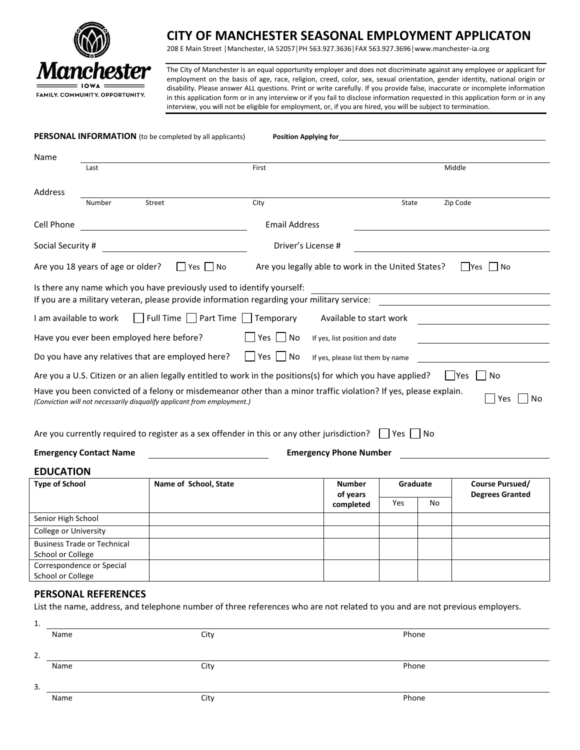Manchester
IOWA
FAMILY. COMMUNITY. OPPORTUNITY.

# CITY OF MANCHESTER SEASONAL EMPLOYMENT APPLICATON

208 E Main Street | Manchester, IA 52057 | PH 563.927.3636 | FAX 563.927.3696 | www.manchester-ia.org

The City of Manchester is an equal opportunity employer and does not discriminate against any employee or applicant for employment on the basis of age, race, religion, creed, color, sex, sexual orientation, gender identity, national origin or disability. Please answer ALL questions. Print or write carefully. If you provide false, inaccurate or incomplete information in this application form or in any interview or if you fail to disclose information requested in this application form or in any interview, you will not be eligible for employment, or, if you are hired, you will be subject to termination.

**PERSONAL INFORMATION** (to be completed by all applicants) **Position Applying for** ____________________

Name ____________________
Last First Middle

Address ____________________
Number Street City State Zip Code

Cell Phone ____________________ Email Address ____________________

Social Security # ____________________ Driver's License # ____________________

Are you 18 years of age or older? ☐ Yes ☐ No Are you legally able to work in the United States? ☐ Yes ☐ No

Is there any name which you have previously used to identify yourself: ____________________

If you are a military veteran, please provide information regarding your military service: ____________________

I am available to work ☐ Full Time ☐ Part Time ☐ Temporary Available to start work ____________________

Have you ever been employed here before? ☐ Yes ☐ No If yes, list position and date ____________________

Do you have any relatives that are employed here? ☐ Yes ☐ No If yes, please list them by name ____________________

Are you a U.S. Citizen or an alien legally entitled to work in the positions(s) for which you have applied? ☐ Yes ☐ No

Have you been convicted of a felony or misdemeanor other than a minor traffic violation? If yes, please explain. ☐ Yes ☐ No
*(Conviction will not necessarily disqualify applicant from employment.)*

Are you currently required to register as a sex offender in this or any other jurisdiction? ☐ Yes ☐ No

**Emergency Contact Name** ____________________ **Emergency Phone Number** ____________________

## EDUCATION

| Type of School | Name of School, State | Number of years completed | Graduate | | Course Pursued/ Degrees Granted |
|---|---|---|---|---|---|
| | | | Yes | No | |
| Senior High School | | | | | |
| College or University | | | | | |
| Business Trade or Technical School or College | | | | | |
| Correspondence or Special School or College | | | | | |

## PERSONAL REFERENCES

List the name, address, and telephone number of three references who are not related to you and are not previous employers.

1. ____________________
Name City Phone

2. ____________________
Name City Phone

3. ____________________
Name City Phone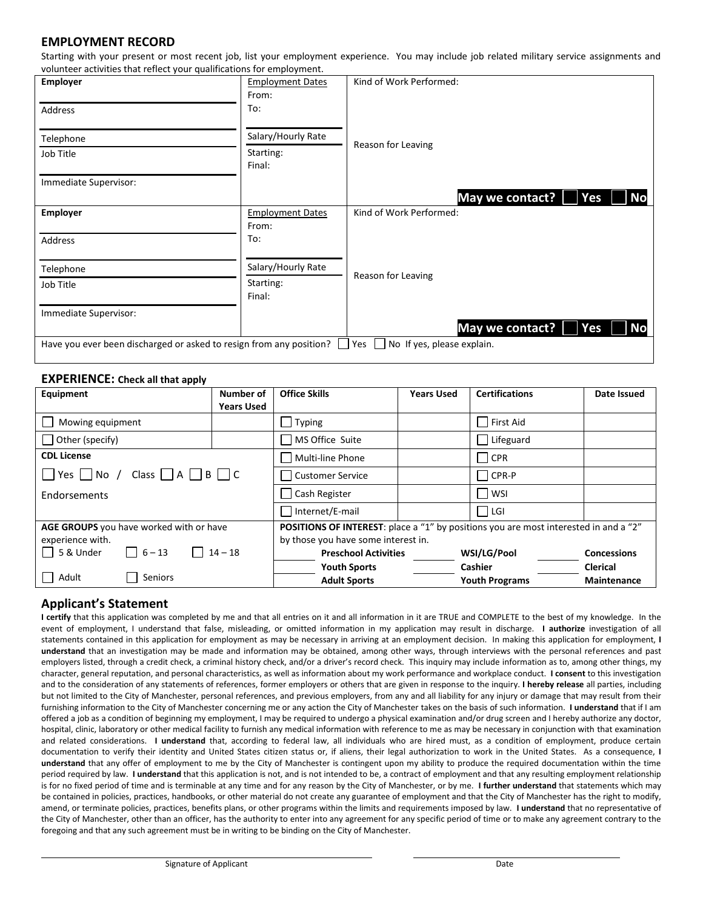## EMPLOYMENT RECORD

Starting with your present or most recent job, list your employment experience. You may include job related military service assignments and volunteer activities that reflect your qualifications for employment.

| | | |
|---|---|---|
| **Employer** | Employment Dates<br>From:<br>To: | Kind of Work Performed: |
| Address | | |
| Telephone | Salary/Hourly Rate | Reason for Leaving |
| Job Title | Starting:<br>Final: | |
| Immediate Supervisor: | | **May we contact?** ☐ **Yes** ☐ **No** |
| **Employer** | Employment Dates<br>From:<br>To: | Kind of Work Performed: |
| Address | | |
| Telephone | Salary/Hourly Rate | Reason for Leaving |
| Job Title | Starting:<br>Final: | |
| Immediate Supervisor: | | **May we contact?** ☐ **Yes** ☐ **No** |

Have you ever been discharged or asked to resign from any position? ☐ Yes ☐ No If yes, please explain.

## EXPERIENCE: Check all that apply

| Equipment | Number of Years Used | Office Skills | Years Used | Certifications | Date Issued |
|---|---|---|---|---|---|
| ☐ Mowing equipment | | ☐ Typing | | ☐ First Aid | |
| ☐ Other (specify) | | ☐ MS Office Suite | | ☐ Lifeguard | |
| **CDL License** | | ☐ Multi-line Phone | | ☐ CPR | |
| ☐ Yes ☐ No / Class ☐ A ☐ B ☐ C | | ☐ Customer Service | | ☐ CPR-P | |
| Endorsements | | ☐ Cash Register | | ☐ WSI | |
| | | ☐ Internet/E-mail | | ☐ LGI | |

**AGE GROUPS** you have worked with or have experience with.

☐ 5 & Under ☐ 6 – 13 ☐ 14 – 18

☐ Adult ☐ Seniors

**POSITIONS OF INTEREST**: place a "1" by positions you are most interested in and a "2" by those you have some interest in.

| | | | | | |
|---|---|---|---|---|---|
| ____ | **Preschool Activities** | ____ | **WSI/LG/Pool** | ____ | **Concessions** |
| ____ | **Youth Sports** | ____ | **Cashier** | ____ | **Clerical** |
| | **Adult Sports** | | **Youth Programs** | | **Maintenance** |

## Applicant's Statement

**I certify** that this application was completed by me and that all entries on it and all information in it are TRUE and COMPLETE to the best of my knowledge. In the event of employment, I understand that false, misleading, or omitted information in my application may result in discharge. **I authorize** investigation of all statements contained in this application for employment as may be necessary in arriving at an employment decision. In making this application for employment, **I understand** that an investigation may be made and information may be obtained, among other ways, through interviews with the personal references and past employers listed, through a credit check, a criminal history check, and/or a driver's record check. This inquiry may include information as to, among other things, my character, general reputation, and personal characteristics, as well as information about my work performance and workplace conduct. **I consent** to this investigation and to the consideration of any statements of references, former employers or others that are given in response to the inquiry. **I hereby release** all parties, including but not limited to the City of Manchester, personal references, and previous employers, from any and all liability for any injury or damage that may result from their furnishing information to the City of Manchester concerning me or any action the City of Manchester takes on the basis of such information. **I understand** that if I am offered a job as a condition of beginning my employment, I may be required to undergo a physical examination and/or drug screen and I hereby authorize any doctor, hospital, clinic, laboratory or other medical facility to furnish any medical information with reference to me as may be necessary in conjunction with that examination and related considerations. **I understand** that, according to federal law, all individuals who are hired must, as a condition of employment, produce certain documentation to verify their identity and United States citizen status or, if aliens, their legal authorization to work in the United States. As a consequence, **I understand** that any offer of employment to me by the City of Manchester is contingent upon my ability to produce the required documentation within the time period required by law. **I understand** that this application is not, and is not intended to be, a contract of employment and that any resulting employment relationship is for no fixed period of time and is terminable at any time and for any reason by the City of Manchester, or by me. **I further understand** that statements which may be contained in policies, practices, handbooks, or other material do not create any guarantee of employment and that the City of Manchester has the right to modify, amend, or terminate policies, practices, benefits plans, or other programs within the limits and requirements imposed by law. **I understand** that no representative of the City of Manchester, other than an officer, has the authority to enter into any agreement for any specific period of time or to make any agreement contrary to the foregoing and that any such agreement must be in writing to be binding on the City of Manchester.

Signature of Applicant ______________________ Date ______________________